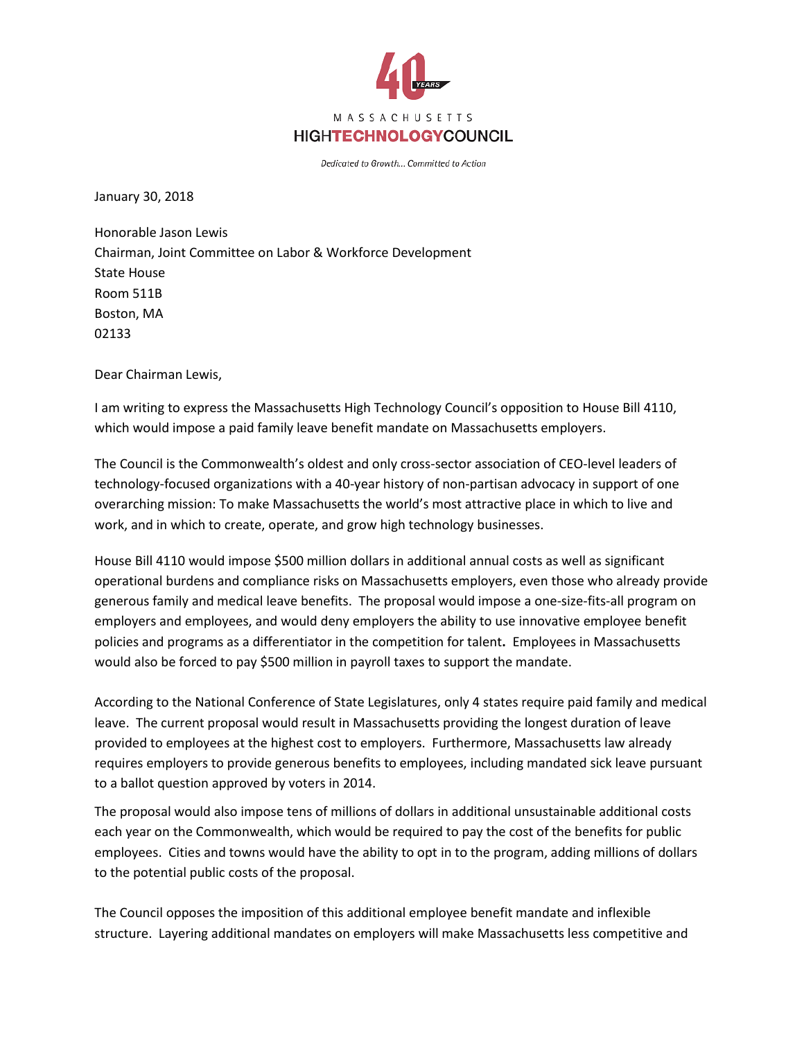40 YEARS

MASSACHUSETTS
HIGHTECHNOLOGYCOUNCIL

*Dedicated to Growth... Committed to Action*

January 30, 2018

Honorable Jason Lewis
Chairman, Joint Committee on Labor & Workforce Development
State House
Room 511B
Boston, MA
02133

Dear Chairman Lewis,

I am writing to express the Massachusetts High Technology Council's opposition to House Bill 4110, which would impose a paid family leave benefit mandate on Massachusetts employers.

The Council is the Commonwealth's oldest and only cross-sector association of CEO-level leaders of technology-focused organizations with a 40-year history of non-partisan advocacy in support of one overarching mission: To make Massachusetts the world's most attractive place in which to live and work, and in which to create, operate, and grow high technology businesses.

House Bill 4110 would impose $500 million dollars in additional annual costs as well as significant operational burdens and compliance risks on Massachusetts employers, even those who already provide generous family and medical leave benefits. The proposal would impose a one-size-fits-all program on employers and employees, and would deny employers the ability to use innovative employee benefit policies and programs as a differentiator in the competition for talent. Employees in Massachusetts would also be forced to pay $500 million in payroll taxes to support the mandate.

According to the National Conference of State Legislatures, only 4 states require paid family and medical leave. The current proposal would result in Massachusetts providing the longest duration of leave provided to employees at the highest cost to employers. Furthermore, Massachusetts law already requires employers to provide generous benefits to employees, including mandated sick leave pursuant to a ballot question approved by voters in 2014.

The proposal would also impose tens of millions of dollars in additional unsustainable additional costs each year on the Commonwealth, which would be required to pay the cost of the benefits for public employees. Cities and towns would have the ability to opt in to the program, adding millions of dollars to the potential public costs of the proposal.

The Council opposes the imposition of this additional employee benefit mandate and inflexible structure. Layering additional mandates on employers will make Massachusetts less competitive and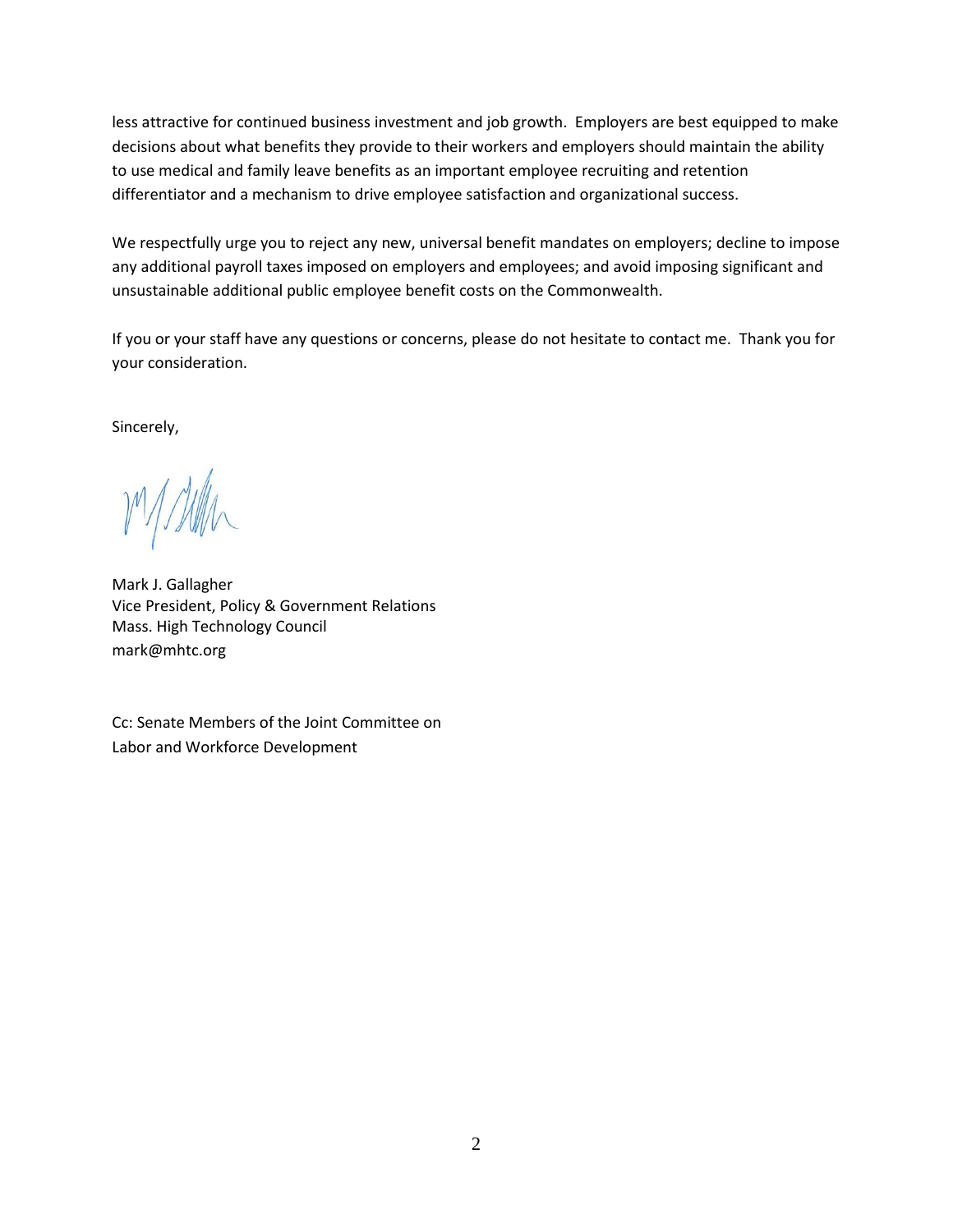less attractive for continued business investment and job growth. Employers are best equipped to make decisions about what benefits they provide to their workers and employers should maintain the ability to use medical and family leave benefits as an important employee recruiting and retention differentiator and a mechanism to drive employee satisfaction and organizational success.

We respectfully urge you to reject any new, universal benefit mandates on employers; decline to impose any additional payroll taxes imposed on employers and employees; and avoid imposing significant and unsustainable additional public employee benefit costs on the Commonwealth.

If you or your staff have any questions or concerns, please do not hesitate to contact me. Thank you for your consideration.

Sincerely,

Mark J. Gallagher
Vice President, Policy & Government Relations
Mass. High Technology Council
mark@mhtc.org

Cc: Senate Members of the Joint Committee on
Labor and Workforce Development